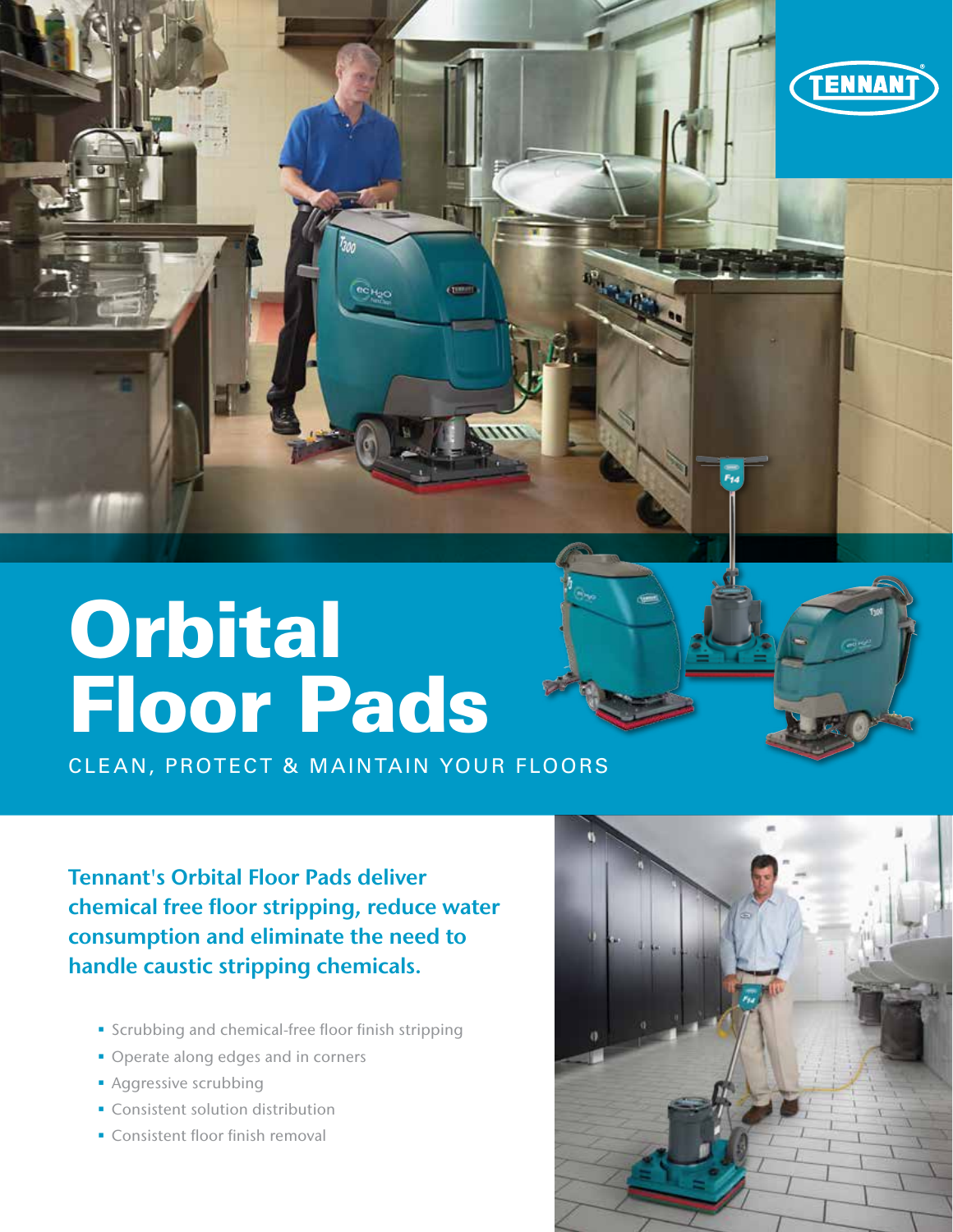# Orbital Floor Pads

CLEAN, PROTECT & MAINTAIN YOUR FLOORS

**Tennant's Orbital Floor Pads deliver chemical free floor stripping, reduce water consumption and eliminate the need to handle caustic stripping chemicals.**

- Scrubbing and chemical-free floor finish stripping
- Operate along edges and in corners
- Aggressive scrubbing
- Consistent solution distribution
- Consistent floor finish removal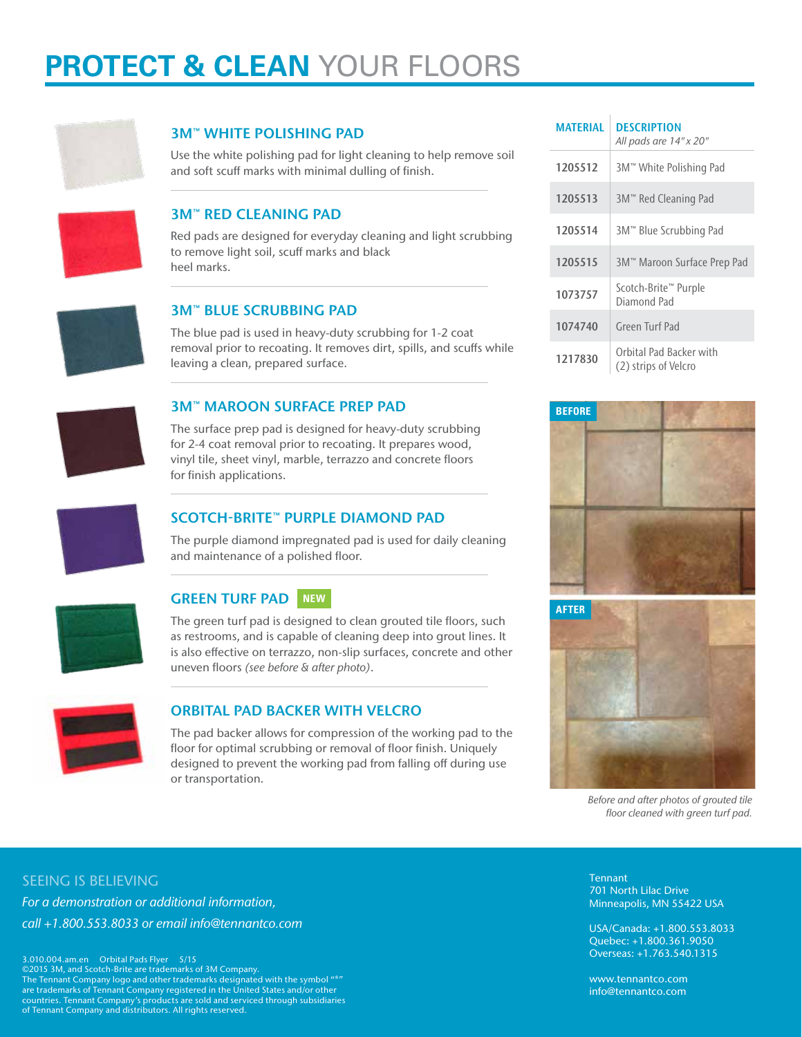# PROTECT & CLEAN YOUR FLOORS

## 3M™ WHITE POLISHING PAD

Use the white polishing pad for light cleaning to help remove soil and soft scuff marks with minimal dulling of finish.

## 3M™ RED CLEANING PAD

Red pads are designed for everyday cleaning and light scrubbing to remove light soil, scuff marks and black heel marks.

## 3M™ BLUE SCRUBBING PAD

The blue pad is used in heavy-duty scrubbing for 1-2 coat removal prior to recoating. It removes dirt, spills, and scuffs while leaving a clean, prepared surface.

## 3M™ MAROON SURFACE PREP PAD

The surface prep pad is designed for heavy-duty scrubbing for 2-4 coat removal prior to recoating. It prepares wood, vinyl tile, sheet vinyl, marble, terrazzo and concrete floors for finish applications.

## SCOTCH-BRITE™ PURPLE DIAMOND PAD

The purple diamond impregnated pad is used for daily cleaning and maintenance of a polished floor.

## GREEN TURF PAD NEW

The green turf pad is designed to clean grouted tile floors, such as restrooms, and is capable of cleaning deep into grout lines. It is also effective on terrazzo, non-slip surfaces, concrete and other uneven floors *(see before & after photo)*.

## ORBITAL PAD BACKER WITH VELCRO

The pad backer allows for compression of the working pad to the floor for optimal scrubbing or removal of floor finish. Uniquely designed to prevent the working pad from falling off during use or transportation.

| MATERIAL | DESCRIPTION *All pads are 14" x 20"* |
|---|---|
| 1205512 | 3M™ White Polishing Pad |
| 1205513 | 3M™ Red Cleaning Pad |
| 1205514 | 3M™ Blue Scrubbing Pad |
| 1205515 | 3M™ Maroon Surface Prep Pad |
| 1073757 | Scotch-Brite™ Purple Diamond Pad |
| 1074740 | Green Turf Pad |
| 1217830 | Orbital Pad Backer with (2) strips of Velcro |

BEFORE

AFTER

*Before and after photos of grouted tile floor cleaned with green turf pad.*

SEEING IS BELIEVING

*For a demonstration or additional information, call +1.800.553.8033 or email info@tennantco.com*

3.010.004.am.en Orbital Pads Flyer 5/15
©2015 3M, and Scotch-Brite are trademarks of 3M Company.
The Tennant Company logo and other trademarks designated with the symbol "®" are trademarks of Tennant Company registered in the United States and/or other countries. Tennant Company's products are sold and serviced through subsidiaries of Tennant Company and distributors. All rights reserved.

Tennant
701 North Lilac Drive
Minneapolis, MN 55422 USA

USA/Canada: +1.800.553.8033
Quebec: +1.800.361.9050
Overseas: +1.763.540.1315

www.tennantco.com
info@tennantco.com